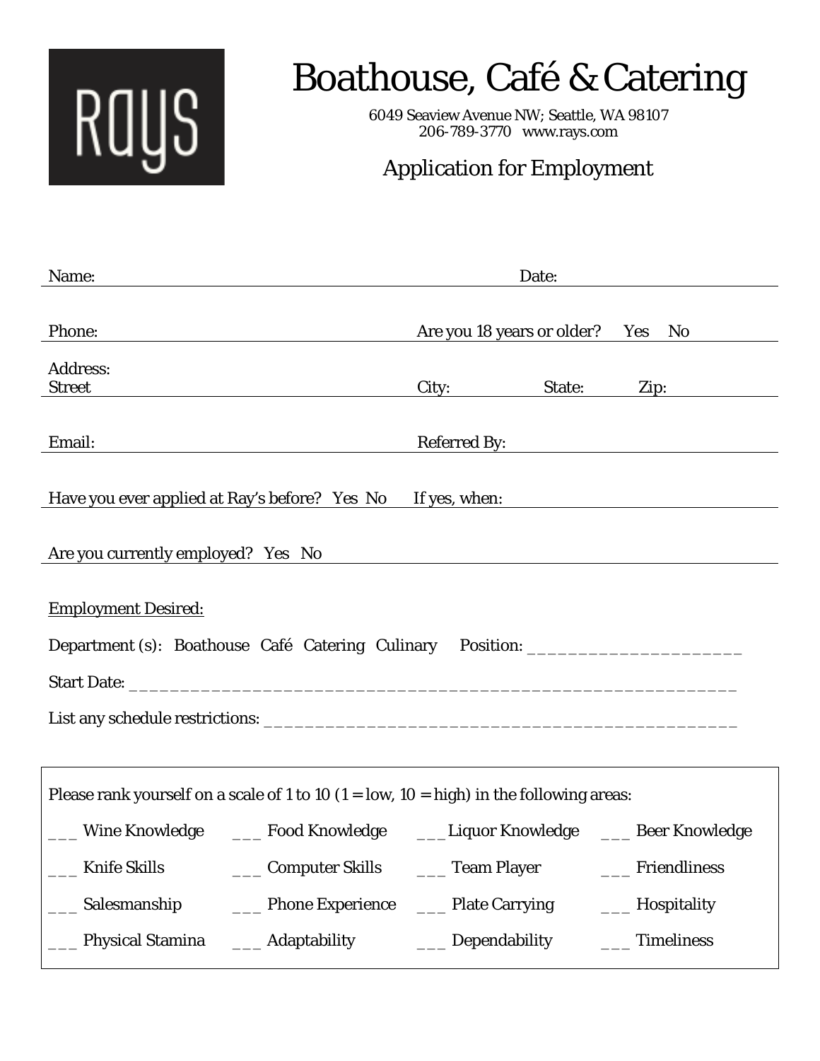RAYS

# Boathouse, Café & Catering

6049 Seaview Avenue NW; Seattle, WA 98107
206-789-3770 www.rays.com

## Application for Employment

Name: Date:

Phone: Are you 18 years or older? Yes No

Address:
Street City: State: Zip:

Email: Referred By:

Have you ever applied at Ray's before? Yes No If yes, when:

Are you currently employed? Yes No

Employment Desired:

Department (s): Boathouse Café Catering Culinary Position: ______________________

Start Date: __________________________________________________________

List any schedule restrictions: ________________________________________________

Please rank yourself on a scale of 1 to 10 (1 = low, 10 = high) in the following areas:

| | | | |
|---|---|---|---|
| ___ Wine Knowledge | ___ Food Knowledge | ___Liquor Knowledge | ___ Beer Knowledge |
| ___ Knife Skills | ___ Computer Skills | ___ Team Player | ___ Friendliness |
| ___ Salesmanship | ___ Phone Experience | ___ Plate Carrying | ___ Hospitality |
| ___ Physical Stamina | ___ Adaptability | ___ Dependability | ___ Timeliness |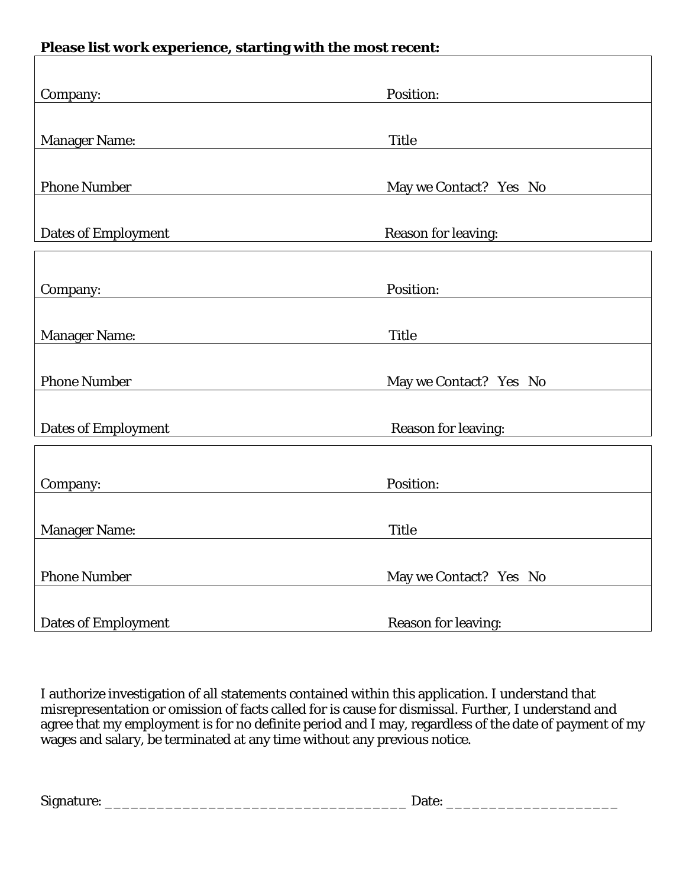**Please list work experience, starting with the most recent:**

| | |
|---|---|
| Company: | Position: |
| Manager Name: | Title |
| Phone Number | May we Contact? Yes No |
| Dates of Employment | Reason for leaving: |

| | |
|---|---|
| Company: | Position: |
| Manager Name: | Title |
| Phone Number | May we Contact? Yes No |
| Dates of Employment | Reason for leaving: |

| | |
|---|---|
| Company: | Position: |
| Manager Name: | Title |
| Phone Number | May we Contact? Yes No |
| Dates of Employment | Reason for leaving: |

I authorize investigation of all statements contained within this application. I understand that misrepresentation or omission of facts called for is cause for dismissal. Further, I understand and agree that my employment is for no definite period and I may, regardless of the date of payment of my wages and salary, be terminated at any time without any previous notice.

Signature: ____________________________________ Date: ____________________